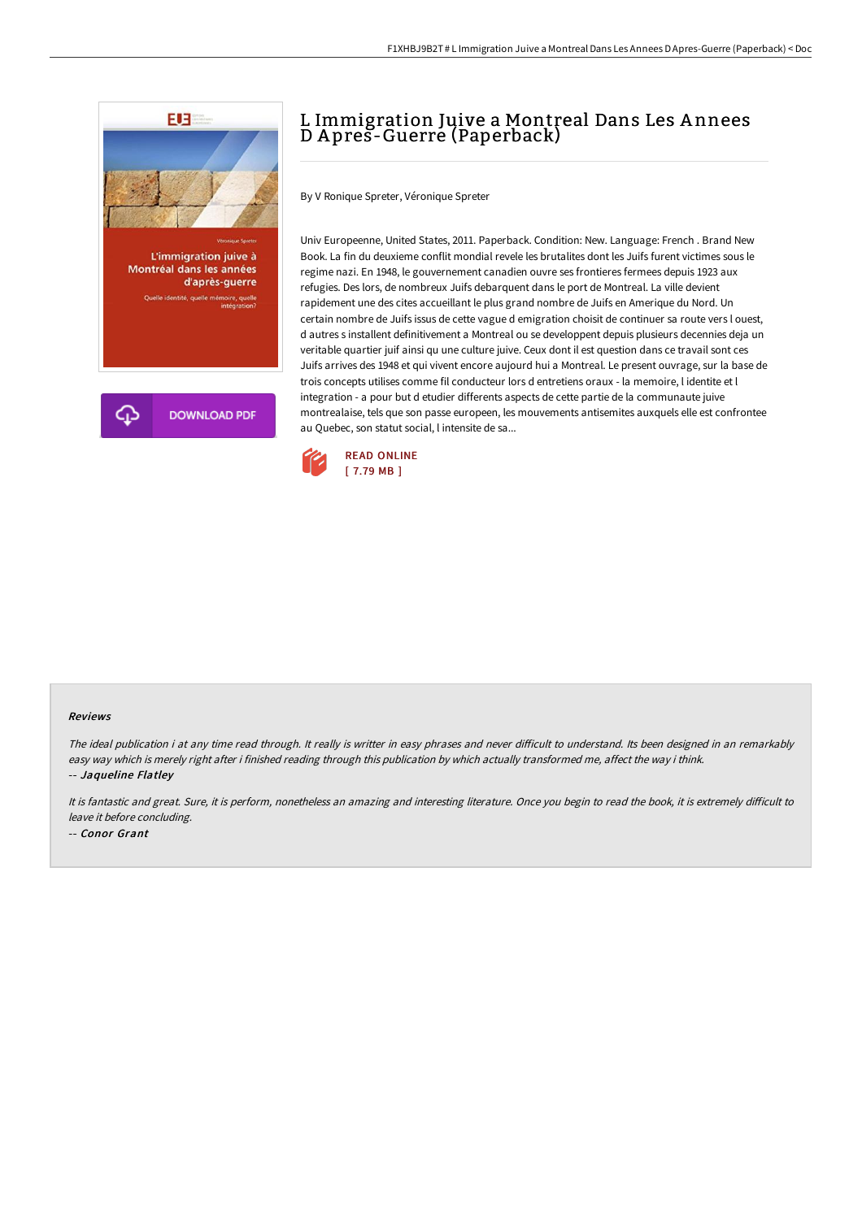# L Immigration Juive a Montreal Dans Les Annees D Apres-Guerre (Paperback)

By V Ronique Spreter, Véronique Spreter

Univ Europeenne, United States, 2011. Paperback. Condition: New. Language: French . Brand New Book. La fin du deuxieme conflit mondial revele les brutalites dont les Juifs furent victimes sous le regime nazi. En 1948, le gouvernement canadien ouvre ses frontieres fermees depuis 1923 aux refugies. Des lors, de nombreux Juifs debarquent dans le port de Montreal. La ville devient rapidement une des cites accueillant le plus grand nombre de Juifs en Amerique du Nord. Un certain nombre de Juifs issus de cette vague d emigration choisit de continuer sa route vers l ouest, d autres s installent definitivement a Montreal ou se developpent depuis plusieurs decennies deja un veritable quartier juif ainsi qu une culture juive. Ceux dont il est question dans ce travail sont ces Juifs arrives des 1948 et qui vivent encore aujourd hui a Montreal. Le present ouvrage, sur la base de trois concepts utilises comme fil conducteur lors d entretiens oraux - la memoire, l identite et l integration - a pour but d etudier differents aspects de cette partie de la communaute juive montrealaise, tels que son passe europeen, les mouvements antisemites auxquels elle est confrontee au Quebec, son statut social, l intensite de sa...

READ ONLINE
[ 7.79 MB ]

DOWNLOAD PDF

### Reviews

*The ideal publication i at any time read through. It really is writter in easy phrases and never difficult to understand. Its been designed in an remarkably easy way which is merely right after i finished reading through this publication by which actually transformed me, affect the way i think.*

-- *Jaqueline Flatley*

*It is fantastic and great. Sure, it is perform, nonetheless an amazing and interesting literature. Once you begin to read the book, it is extremely difficult to leave it before concluding.*

-- *Conor Grant*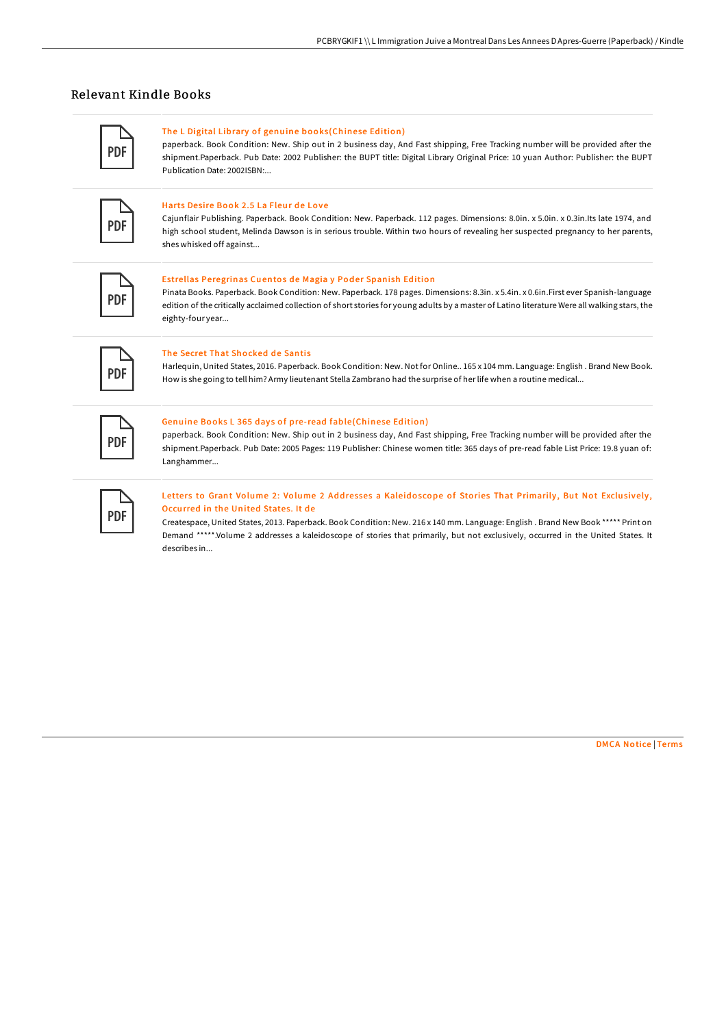## Relevant Kindle Books

### The L Digital Library of genuine books(Chinese Edition)

paperback. Book Condition: New. Ship out in 2 business day, And Fast shipping, Free Tracking number will be provided after the shipment.Paperback. Pub Date: 2002 Publisher: the BUPT title: Digital Library Original Price: 10 yuan Author: Publisher: the BUPT Publication Date: 2002ISBN:...

### Harts Desire Book 2.5 La Fleur de Love

Cajunflair Publishing. Paperback. Book Condition: New. Paperback. 112 pages. Dimensions: 8.0in. x 5.0in. x 0.3in.Its late 1974, and high school student, Melinda Dawson is in serious trouble. Within two hours of revealing her suspected pregnancy to her parents, shes whisked off against...

### Estrellas Peregrinas Cuentos de Magia y Poder Spanish Edition

Pinata Books. Paperback. Book Condition: New. Paperback. 178 pages. Dimensions: 8.3in. x 5.4in. x 0.6in.First ever Spanish-language edition of the critically acclaimed collection of short stories for young adults by a master of Latino literature Were all walking stars, the eighty-four year...

### The Secret That Shocked de Santis

Harlequin, United States, 2016. Paperback. Book Condition: New. Not for Online.. 165 x 104 mm. Language: English . Brand New Book. How is she going to tell him? Army lieutenant Stella Zambrano had the surprise of her life when a routine medical...

### Genuine Books L 365 days of pre-read fable(Chinese Edition)

paperback. Book Condition: New. Ship out in 2 business day, And Fast shipping, Free Tracking number will be provided after the shipment.Paperback. Pub Date: 2005 Pages: 119 Publisher: Chinese women title: 365 days of pre-read fable List Price: 19.8 yuan of: Langhammer...

### Letters to Grant Volume 2: Volume 2 Addresses a Kaleidoscope of Stories That Primarily, But Not Exclusively, Occurred in the United States. It de

Createspace, United States, 2013. Paperback. Book Condition: New. 216 x 140 mm. Language: English . Brand New Book ***** Print on Demand *****.Volume 2 addresses a kaleidoscope of stories that primarily, but not exclusively, occurred in the United States. It describes in...